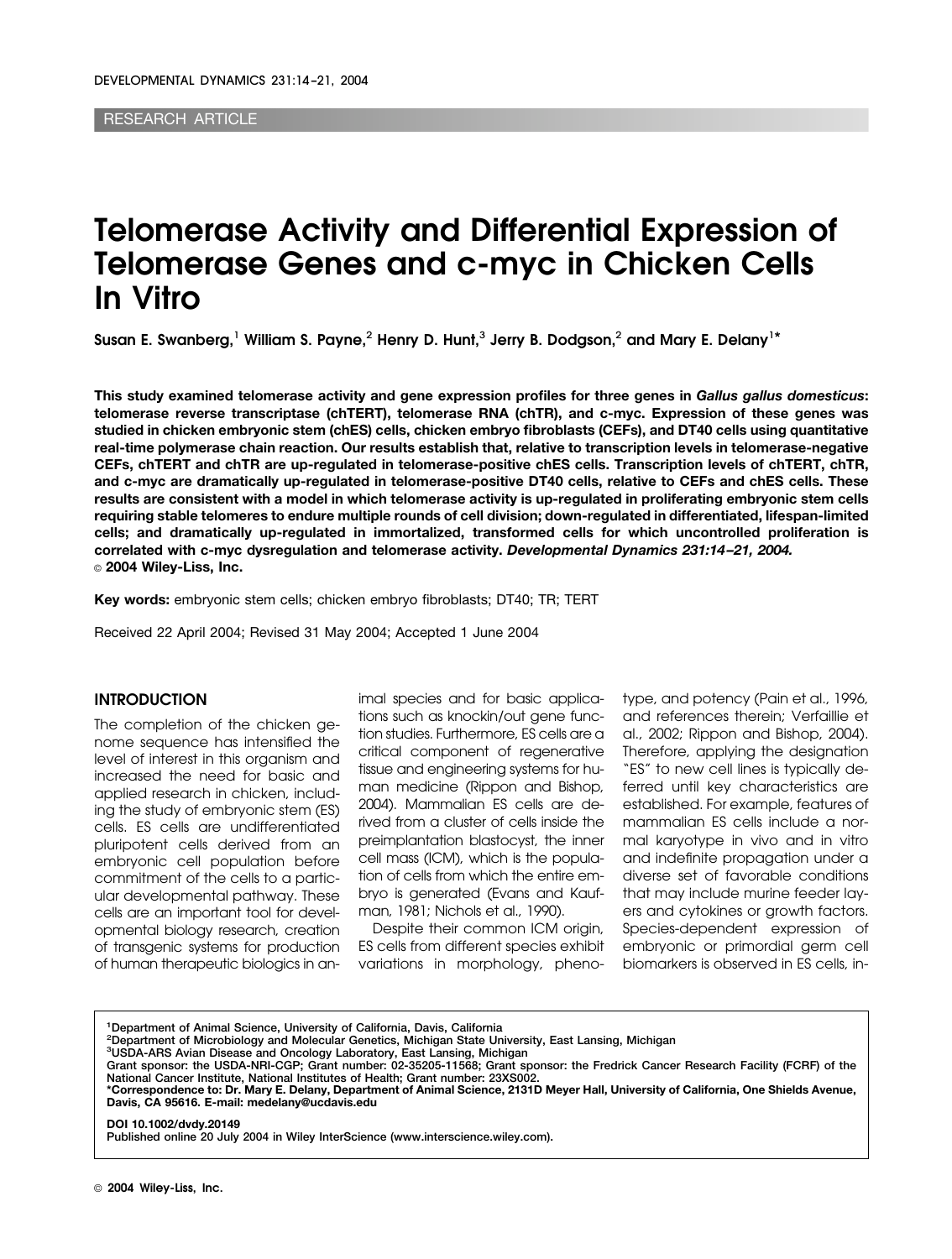RESEARCH ARTICLE

# Telomerase Activity and Differential Expression of Telomerase Genes and c-myc in Chicken Cells In Vitro

**Susan E. Swanberg,[1] William S. Payne,[2] Henry D. Hunt,[3] Jerry B. Dodgson,[2] and Mary E. Delany[1]***

**This study examined telomerase activity and gene expression profiles for three genes in *Gallus gallus domesticus*: telomerase reverse transcriptase (chTERT), telomerase RNA (chTR), and c-myc. Expression of these genes was studied in chicken embryonic stem (chES) cells, chicken embryo fibroblasts (CEFs), and DT40 cells using quantitative real-time polymerase chain reaction. Our results establish that, relative to transcription levels in telomerase-negative CEFs, chTERT and chTR are up-regulated in telomerase-positive chES cells. Transcription levels of chTERT, chTR, and c-myc are dramatically up-regulated in telomerase-positive DT40 cells, relative to CEFs and chES cells. These results are consistent with a model in which telomerase activity is up-regulated in proliferating embryonic stem cells requiring stable telomeres to endure multiple rounds of cell division; down-regulated in differentiated, lifespan-limited cells; and dramatically up-regulated in immortalized, transformed cells for which uncontrolled proliferation is correlated with c-myc dysregulation and telomerase activity. *Developmental Dynamics 231:14–21, 2004.***
**© 2004 Wiley-Liss, Inc.**

**Key words:** embryonic stem cells; chicken embryo fibroblasts; DT40; TR; TERT

Received 22 April 2004; Revised 31 May 2004; Accepted 1 June 2004

## INTRODUCTION

The completion of the chicken genome sequence has intensified the level of interest in this organism and increased the need for basic and applied research in chicken, including the study of embryonic stem (ES) cells. ES cells are undifferentiated pluripotent cells derived from an embryonic cell population before commitment of the cells to a particular developmental pathway. These cells are an important tool for developmental biology research, creation of transgenic systems for production of human therapeutic biologics in animal species and for basic applications such as knockin/out gene function studies. Furthermore, ES cells are a critical component of regenerative tissue and engineering systems for human medicine (Rippon and Bishop, 2004). Mammalian ES cells are derived from a cluster of cells inside the preimplantation blastocyst, the inner cell mass (ICM), which is the population of cells from which the entire embryo is generated (Evans and Kaufman, 1981; Nichols et al., 1990).

Despite their common ICM origin, ES cells from different species exhibit variations in morphology, phenotype, and potency (Pain et al., 1996, and references therein; Verfaillie et al., 2002; Rippon and Bishop, 2004). Therefore, applying the designation "ES" to new cell lines is typically deferred until key characteristics are established. For example, features of mammalian ES cells include a normal karyotype in vivo and in vitro and indefinite propagation under a diverse set of favorable conditions that may include murine feeder layers and cytokines or growth factors. Species-dependent expression of embryonic or primordial germ cell biomarkers is observed in ES cells, in-

[1]Department of Animal Science, University of California, Davis, California
[2]Department of Microbiology and Molecular Genetics, Michigan State University, East Lansing, Michigan
[3]USDA-ARS Avian Disease and Oncology Laboratory, East Lansing, Michigan
Grant sponsor: the USDA-NRI-CGP; Grant number: 02-35205-11568; Grant sponsor: the Fredrick Cancer Research Facility (FCRF) of the National Cancer Institute, National Institutes of Health; Grant number: 23XS002.
*Correspondence to: Dr. Mary E. Delany, Department of Animal Science, 2131D Meyer Hall, University of California, One Shields Avenue, Davis, CA 95616. E-mail: medelany@ucdavis.edu

DOI 10.1002/dvdy.20149
Published online 20 July 2004 in Wiley InterScience (www.interscience.wiley.com).

© 2004 Wiley-Liss, Inc.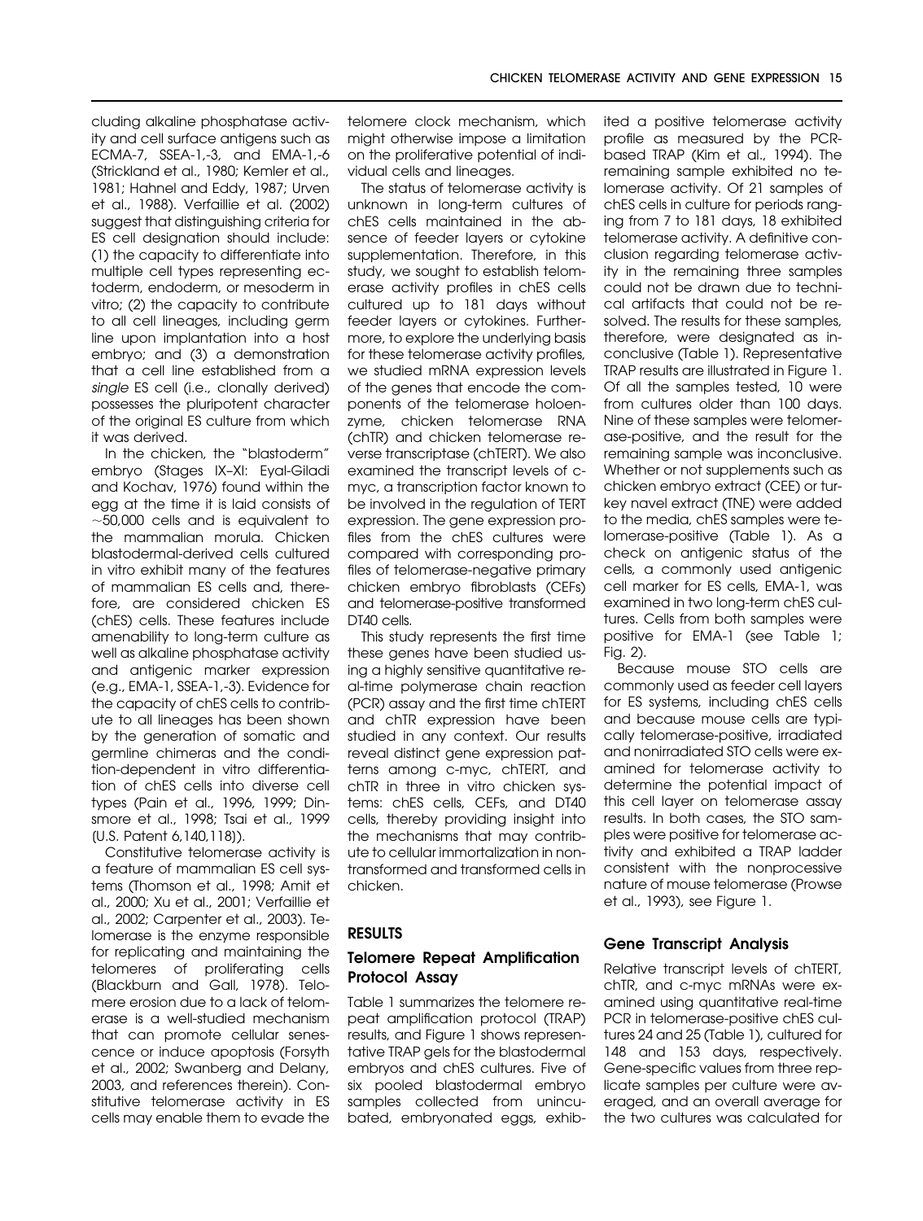cluding alkaline phosphatase activity and cell surface antigens such as ECMA-7, SSEA-1,-3, and EMA-1,-6 (Strickland et al., 1980; Kemler et al., 1981; Hahnel and Eddy, 1987; Urven et al., 1988). Verfaillie et al. (2002) suggest that distinguishing criteria for ES cell designation should include: (1) the capacity to differentiate into multiple cell types representing ectoderm, endoderm, or mesoderm in vitro; (2) the capacity to contribute to all cell lineages, including germ line upon implantation into a host embryo; and (3) a demonstration that a cell line established from a *single* ES cell (i.e., clonally derived) possesses the pluripotent character of the original ES culture from which it was derived.

In the chicken, the "blastoderm" embryo (Stages IX–XI: Eyal-Giladi and Kochav, 1976) found within the egg at the time it is laid consists of ~50,000 cells and is equivalent to the mammalian morula. Chicken blastodermal-derived cells cultured in vitro exhibit many of the features of mammalian ES cells and, therefore, are considered chicken ES (chES) cells. These features include amenability to long-term culture as well as alkaline phosphatase activity and antigenic marker expression (e.g., EMA-1, SSEA-1,-3). Evidence for the capacity of chES cells to contribute to all lineages has been shown by the generation of somatic and germline chimeras and the condition-dependent in vitro differentiation of chES cells into diverse cell types (Pain et al., 1996, 1999; Dinsmore et al., 1998; Tsai et al., 1999 (U.S. Patent 6,140,118)).

Constitutive telomerase activity is a feature of mammalian ES cell systems (Thomson et al., 1998; Amit et al., 2000; Xu et al., 2001; Verfaillie et al., 2002; Carpenter et al., 2003). Telomerase is the enzyme responsible for replicating and maintaining the telomeres of proliferating cells (Blackburn and Gall, 1978). Telomere erosion due to a lack of telomerase is a well-studied mechanism that can promote cellular senescence or induce apoptosis (Forsyth et al., 2002; Swanberg and Delany, 2003, and references therein). Constitutive telomerase activity in ES cells may enable them to evade the telomere clock mechanism, which might otherwise impose a limitation on the proliferative potential of individual cells and lineages.

The status of telomerase activity is unknown in long-term cultures of chES cells maintained in the absence of feeder layers or cytokine supplementation. Therefore, in this study, we sought to establish telomerase activity profiles in chES cells cultured up to 181 days without feeder layers or cytokines. Furthermore, to explore the underlying basis for these telomerase activity profiles, we studied mRNA expression levels of the genes that encode the components of the telomerase holoenzyme, chicken telomerase RNA (chTR) and chicken telomerase reverse transcriptase (chTERT). We also examined the transcript levels of c-myc, a transcription factor known to be involved in the regulation of TERT expression. The gene expression profiles from the chES cultures were compared with corresponding profiles of telomerase-negative primary chicken embryo fibroblasts (CEFs) and telomerase-positive transformed DT40 cells.

This study represents the first time these genes have been studied using a highly sensitive quantitative real-time polymerase chain reaction (PCR) assay and the first time chTERT and chTR expression have been studied in any context. Our results reveal distinct gene expression patterns among c-myc, chTERT, and chTR in three in vitro chicken systems: chES cells, CEFs, and DT40 cells, thereby providing insight into the mechanisms that may contribute to cellular immortalization in nontransformed and transformed cells in chicken.

## RESULTS

### Telomere Repeat Amplification Protocol Assay

Table 1 summarizes the telomere repeat amplification protocol (TRAP) results, and Figure 1 shows representative TRAP gels for the blastodermal embryos and chES cultures. Five of six pooled blastodermal embryo samples collected from unincubated, embryonated eggs, exhibited a positive telomerase activity profile as measured by the PCR-based TRAP (Kim et al., 1994). The remaining sample exhibited no telomerase activity. Of 21 samples of chES cells in culture for periods ranging from 7 to 181 days, 18 exhibited telomerase activity. A definitive conclusion regarding telomerase activity in the remaining three samples could not be drawn due to technical artifacts that could not be resolved. The results for these samples, therefore, were designated as inconclusive (Table 1). Representative TRAP results are illustrated in Figure 1. Of all the samples tested, 10 were from cultures older than 100 days. Nine of these samples were telomerase-positive, and the result for the remaining sample was inconclusive. Whether or not supplements such as chicken embryo extract (CEE) or turkey navel extract (TNE) were added to the media, chES samples were telomerase-positive (Table 1). As a check on antigenic status of the cells, a commonly used antigenic cell marker for ES cells, EMA-1, was examined in two long-term chES cultures. Cells from both samples were positive for EMA-1 (see Table 1; Fig. 2).

Because mouse STO cells are commonly used as feeder cell layers for ES systems, including chES cells and because mouse cells are typically telomerase-positive, irradiated and nonirradiated STO cells were examined for telomerase activity to determine the potential impact of this cell layer on telomerase assay results. In both cases, the STO samples were positive for telomerase activity and exhibited a TRAP ladder consistent with the nonprocessive nature of mouse telomerase (Prowse et al., 1993), see Figure 1.

### Gene Transcript Analysis

Relative transcript levels of chTERT, chTR, and c-myc mRNAs were examined using quantitative real-time PCR in telomerase-positive chES cultures 24 and 25 (Table 1), cultured for 148 and 153 days, respectively. Gene-specific values from three replicate samples per culture were averaged, and an overall average for the two cultures was calculated for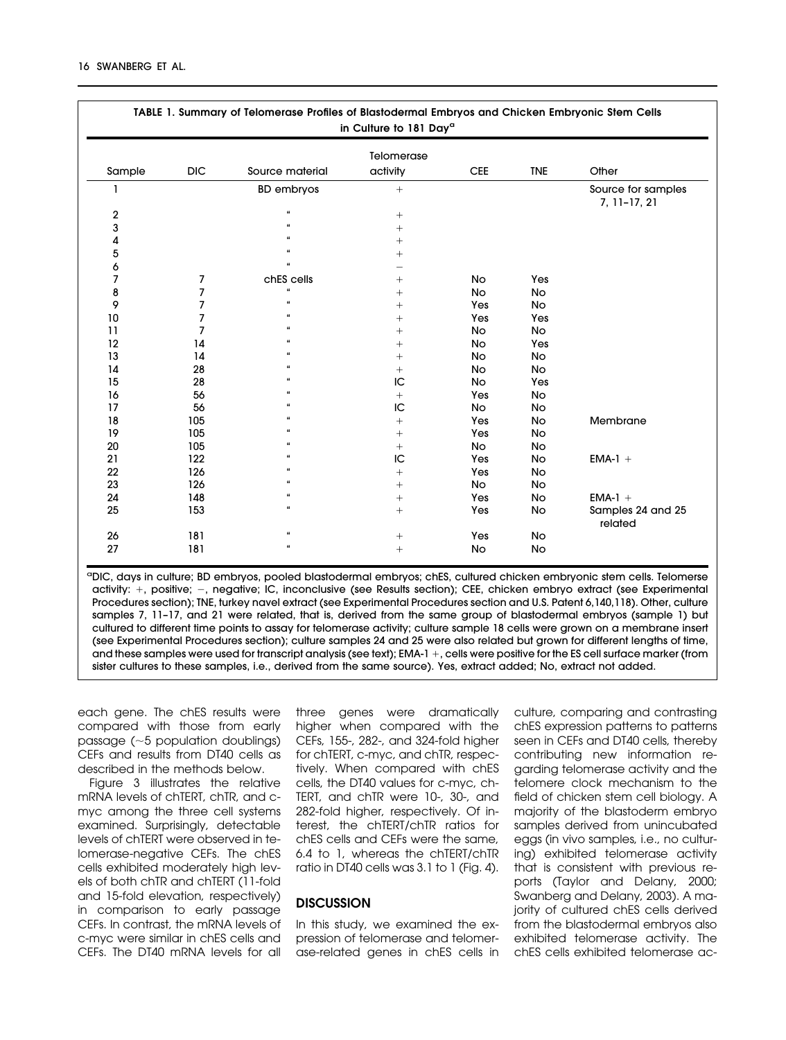**TABLE 1. Summary of Telomerase Profiles of Blastodermal Embryos and Chicken Embryonic Stem Cells in Culture to 181 Day[a]**

| Sample | DIC | Source material | Telomerase activity | CEE | TNE | Other |
|---|---|---|---|---|---|---|
| 1 | | BD embryos | + | | | Source for samples 7, 11–17, 21 |
| 2 | | " | + | | | |
| 3 | | " | + | | | |
| 4 | | " | + | | | |
| 5 | | " | + | | | |
| 6 | | " | − | | | |
| 7 | 7 | chES cells | + | No | Yes | |
| 8 | 7 | " | + | No | No | |
| 9 | 7 | " | + | Yes | No | |
| 10 | 7 | " | + | Yes | Yes | |
| 11 | 7 | " | + | No | No | |
| 12 | 14 | " | + | No | Yes | |
| 13 | 14 | " | + | No | No | |
| 14 | 28 | " | + | No | No | |
| 15 | 28 | " | IC | No | Yes | |
| 16 | 56 | " | + | Yes | No | |
| 17 | 56 | " | IC | No | No | |
| 18 | 105 | " | + | Yes | No | Membrane |
| 19 | 105 | " | + | Yes | No | |
| 20 | 105 | " | + | No | No | |
| 21 | 122 | " | IC | Yes | No | EMA-1 + |
| 22 | 126 | " | + | Yes | No | |
| 23 | 126 | " | + | No | No | |
| 24 | 148 | " | + | Yes | No | EMA-1 + |
| 25 | 153 | " | + | Yes | No | Samples 24 and 25 related |
| 26 | 181 | " | + | Yes | No | |
| 27 | 181 | " | + | No | No | |

[a]DIC, days in culture; BD embryos, pooled blastodermal embryos; chES, cultured chicken embryonic stem cells. Telomerse activity: +, positive; −, negative; IC, inconclusive (see Results section); CEE, chicken embryo extract (see Experimental Procedures section); TNE, turkey navel extract (see Experimental Procedures section and U.S. Patent 6,140,118). Other, culture samples 7, 11–17, and 21 were related, that is, derived from the same group of blastodermal embryos (sample 1) but cultured to different time points to assay for telomerase activity; culture sample 18 cells were grown on a membrane insert (see Experimental Procedures section); culture samples 24 and 25 were also related but grown for different lengths of time, and these samples were used for transcript analysis (see text); EMA-1 +, cells were positive for the ES cell surface marker (from sister cultures to these samples, i.e., derived from the same source). Yes, extract added; No, extract not added.

each gene. The chES results were compared with those from early passage (~5 population doublings) CEFs and results from DT40 cells as described in the methods below.

Figure 3 illustrates the relative mRNA levels of chTERT, chTR, and c-myc among the three cell systems examined. Surprisingly, detectable levels of chTERT were observed in telomerase-negative CEFs. The chES cells exhibited moderately high levels of both chTR and chTERT (11-fold and 15-fold elevation, respectively) in comparison to early passage CEFs. In contrast, the mRNA levels of c-myc were similar in chES cells and CEFs. The DT40 mRNA levels for all three genes were dramatically higher when compared with the CEFs, 155-, 282-, and 324-fold higher for chTERT, c-myc, and chTR, respectively. When compared with chES cells, the DT40 values for c-myc, chTERT, and chTR were 10-, 30-, and 282-fold higher, respectively. Of interest, the chTERT/chTR ratios for chES cells and CEFs were the same, 6.4 to 1, whereas the chTERT/chTR ratio in DT40 cells was 3.1 to 1 (Fig. 4).

## DISCUSSION

In this study, we examined the expression of telomerase and telomerase-related genes in chES cells in culture, comparing and contrasting chES expression patterns to patterns seen in CEFs and DT40 cells, thereby contributing new information regarding telomerase activity and the telomere clock mechanism to the field of chicken stem cell biology. A majority of the blastoderm embryo samples derived from unincubated eggs (in vivo samples, i.e., no culturing) exhibited telomerase activity that is consistent with previous reports (Taylor and Delany, 2000; Swanberg and Delany, 2003). A majority of cultured chES cells derived from the blastodermal embryos also exhibited telomerase activity. The chES cells exhibited telomerase ac-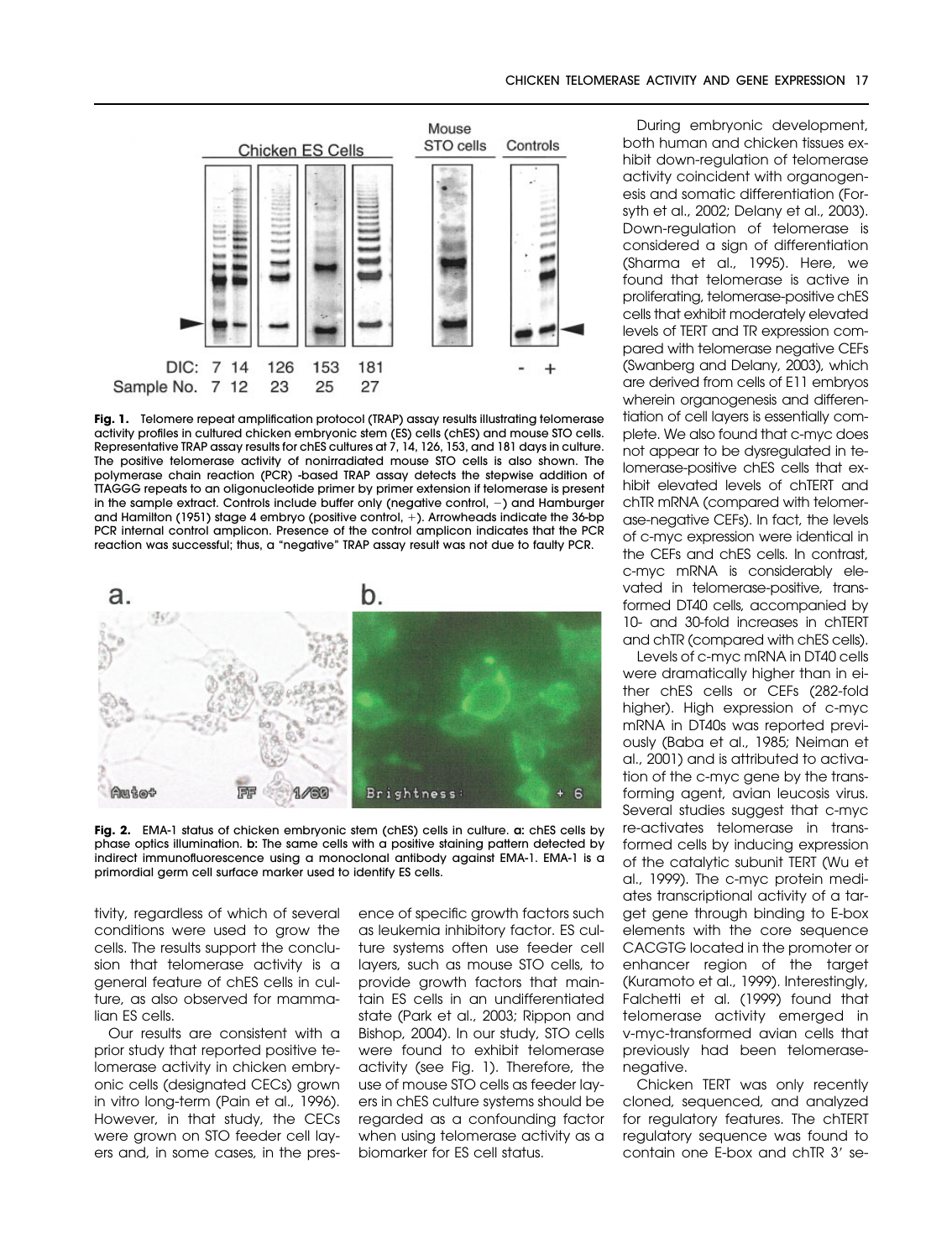**Fig. 1.** Telomere repeat amplification protocol (TRAP) assay results illustrating telomerase activity profiles in cultured chicken embryonic stem (ES) cells (chES) and mouse STO cells. Representative TRAP assay results for chES cultures at 7, 14, 126, 153, and 181 days in culture. The positive telomerase activity of nonirradiated mouse STO cells is also shown. The polymerase chain reaction (PCR) -based TRAP assay detects the stepwise addition of TTAGGG repeats to an oligonucleotide primer by primer extension if telomerase is present in the sample extract. Controls include buffer only (negative control, −) and Hamburger and Hamilton (1951) stage 4 embryo (positive control, +). Arrowheads indicate the 36-bp PCR internal control amplicon. Presence of the control amplicon indicates that the PCR reaction was successful; thus, a "negative" TRAP assay result was not due to faulty PCR.

**Fig. 2.** EMA-1 status of chicken embryonic stem (chES) cells in culture. **a:** chES cells by phase optics illumination. **b:** The same cells with a positive staining pattern detected by indirect immunofluorescence using a monoclonal antibody against EMA-1. EMA-1 is a primordial germ cell surface marker used to identify ES cells.

tivity, regardless of which of several conditions were used to grow the cells. The results support the conclusion that telomerase activity is a general feature of chES cells in culture, as also observed for mammalian ES cells.

Our results are consistent with a prior study that reported positive telomerase activity in chicken embryonic cells (designated CECs) grown in vitro long-term (Pain et al., 1996). However, in that study, the CECs were grown on STO feeder cell layers and, in some cases, in the presence of specific growth factors such as leukemia inhibitory factor. ES culture systems often use feeder cell layers, such as mouse STO cells, to provide growth factors that maintain ES cells in an undifferentiated state (Park et al., 2003; Rippon and Bishop, 2004). In our study, STO cells were found to exhibit telomerase activity (see Fig. 1). Therefore, the use of mouse STO cells as feeder layers in chES culture systems should be regarded as a confounding factor when using telomerase activity as a biomarker for ES cell status.

During embryonic development, both human and chicken tissues exhibit down-regulation of telomerase activity coincident with organogenesis and somatic differentiation (Forsyth et al., 2002; Delany et al., 2003). Down-regulation of telomerase is considered a sign of differentiation (Sharma et al., 1995). Here, we found that telomerase is active in proliferating, telomerase-positive chES cells that exhibit moderately elevated levels of TERT and TR expression compared with telomerase negative CEFs (Swanberg and Delany, 2003), which are derived from cells of E11 embryos wherein organogenesis and differentiation of cell layers is essentially complete. We also found that c-myc does not appear to be dysregulated in telomerase-positive chES cells that exhibit elevated levels of chTERT and chTR mRNA (compared with telomerase-negative CEFs). In fact, the levels of c-myc expression were identical in the CEFs and chES cells. In contrast, c-myc mRNA is considerably elevated in telomerase-positive, transformed DT40 cells, accompanied by 10- and 30-fold increases in chTERT and chTR (compared with chES cells).

Levels of c-myc mRNA in DT40 cells were dramatically higher than in either chES cells or CEFs (282-fold higher). High expression of c-myc mRNA in DT40s was reported previously (Baba et al., 1985; Neiman et al., 2001) and is attributed to activation of the c-myc gene by the transforming agent, avian leucosis virus. Several studies suggest that c-myc re-activates telomerase in transformed cells by inducing expression of the catalytic subunit TERT (Wu et al., 1999). The c-myc protein mediates transcriptional activity of a target gene through binding to E-box elements with the core sequence CACGTG located in the promoter or enhancer region of the target (Kuramoto et al., 1999). Interestingly, Falchetti et al. (1999) found that telomerase activity emerged in v-myc-transformed avian cells that previously had been telomerase-negative.

Chicken TERT was only recently cloned, sequenced, and analyzed for regulatory features. The chTERT regulatory sequence was found to contain one E-box and chTR 3′ se-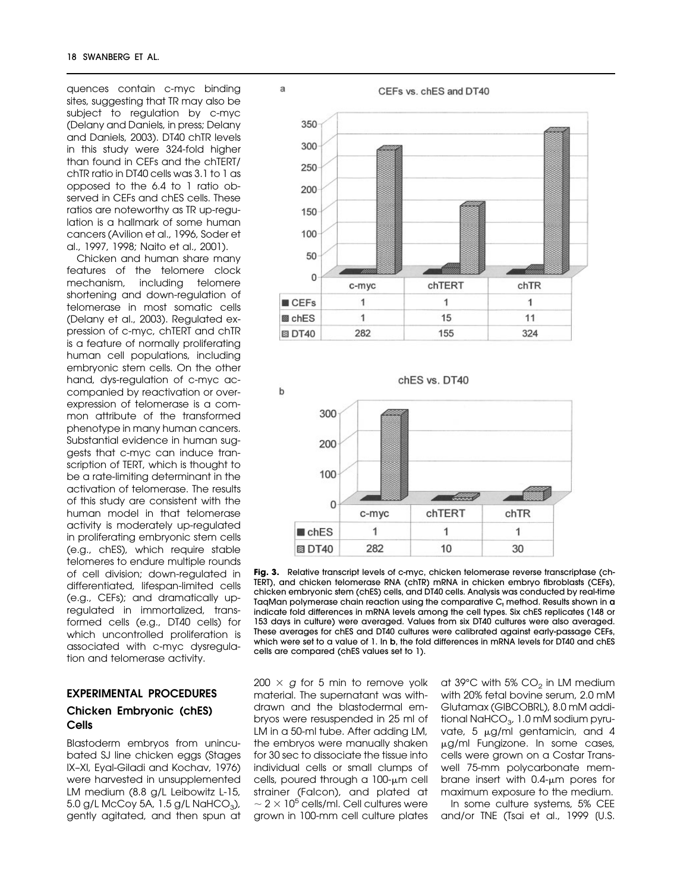quences contain c-myc binding sites, suggesting that TR may also be subject to regulation by c-myc (Delany and Daniels, in press; Delany and Daniels, 2003). DT40 chTR levels in this study were 324-fold higher than found in CEFs and the chTERT/chTR ratio in DT40 cells was 3.1 to 1 as opposed to the 6.4 to 1 ratio observed in CEFs and chES cells. These ratios are noteworthy as TR up-regulation is a hallmark of some human cancers (Avilion et al., 1996, Soder et al., 1997, 1998; Naito et al., 2001).

Chicken and human share many features of the telomere clock mechanism, including telomere shortening and down-regulation of telomerase in most somatic cells (Delany et al., 2003). Regulated expression of c-myc, chTERT and chTR is a feature of normally proliferating human cell populations, including embryonic stem cells. On the other hand, dys-regulation of c-myc accompanied by reactivation or overexpression of telomerase is a common attribute of the transformed phenotype in many human cancers. Substantial evidence in human suggests that c-myc can induce transcription of TERT, which is thought to be a rate-limiting determinant in the activation of telomerase. The results of this study are consistent with the human model in that telomerase activity is moderately up-regulated in proliferating embryonic stem cells (e.g., chES), which require stable telomeres to endure multiple rounds of cell division; down-regulated in differentiated, lifespan-limited cells (e.g., CEFs); and dramatically up-regulated in immortalized, transformed cells (e.g., DT40 cells) for which uncontrolled proliferation is associated with c-myc dysregulation and telomerase activity.

a

CEFs vs. chES and DT40

| | c-myc | chTERT | chTR |
|---|---|---|---|
| CEFs | 1 | 1 | 1 |
| chES | 1 | 15 | 11 |
| DT40 | 282 | 155 | 324 |

b

chES vs. DT40

| | c-myc | chTERT | chTR |
|---|---|---|---|
| chES | 1 | 1 | 1 |
| DT40 | 282 | 10 | 30 |

**Fig. 3.** Relative transcript levels of c-myc, chicken telomerase reverse transcriptase (chTERT), and chicken telomerase RNA (chTR) mRNA in chicken embryo fibroblasts (CEFs), chicken embryonic stem (chES) cells, and DT40 cells. Analysis was conducted by real-time TaqMan polymerase chain reaction using the comparative $C_t$ method. Results shown in **a** indicate fold differences in mRNA levels among the cell types. Six chES replicates (148 or 153 days in culture) were averaged. Values from six DT40 cultures were also averaged. These averages for chES and DT40 cultures were calibrated against early-passage CEFs, which were set to a value of 1. In **b**, the fold differences in mRNA levels for DT40 and chES cells are compared (chES values set to 1).

## EXPERIMENTAL PROCEDURES

### Chicken Embryonic (chES) Cells

Blastoderm embryos from unincubated SJ line chicken eggs (Stages IX–XI, Eyal-Giladi and Kochav, 1976) were harvested in unsupplemented LM medium (8.8 g/L Leibowitz L-15, 5.0 g/L McCoy 5A, 1.5 g/L $NaHCO_3$), gently agitated, and then spun at $200 \times g$ for 5 min to remove yolk material. The supernatant was withdrawn and the blastodermal embryos were resuspended in 25 ml of LM in a 50-ml tube. After adding LM, the embryos were manually shaken for 30 sec to dissociate the tissue into individual cells or small clumps of cells, poured through a 100-μm cell strainer (Falcon), and plated at $\sim 2 \times 10^5$ cells/ml. Cell cultures were grown in 100-mm cell culture plates at 39°C with 5% $CO_2$ in LM medium with 20% fetal bovine serum, 2.0 mM Glutamax (GIBCOBRL), 8.0 mM additional $NaHCO_3$, 1.0 mM sodium pyruvate, 5 μg/ml gentamicin, and 4 μg/ml Fungizone. In some cases, cells were grown on a Costar Transwell 75-mm polycarbonate membrane insert with 0.4-μm pores for maximum exposure to the medium.

In some culture systems, 5% CEE and/or TNE (Tsai et al., 1999 (U.S.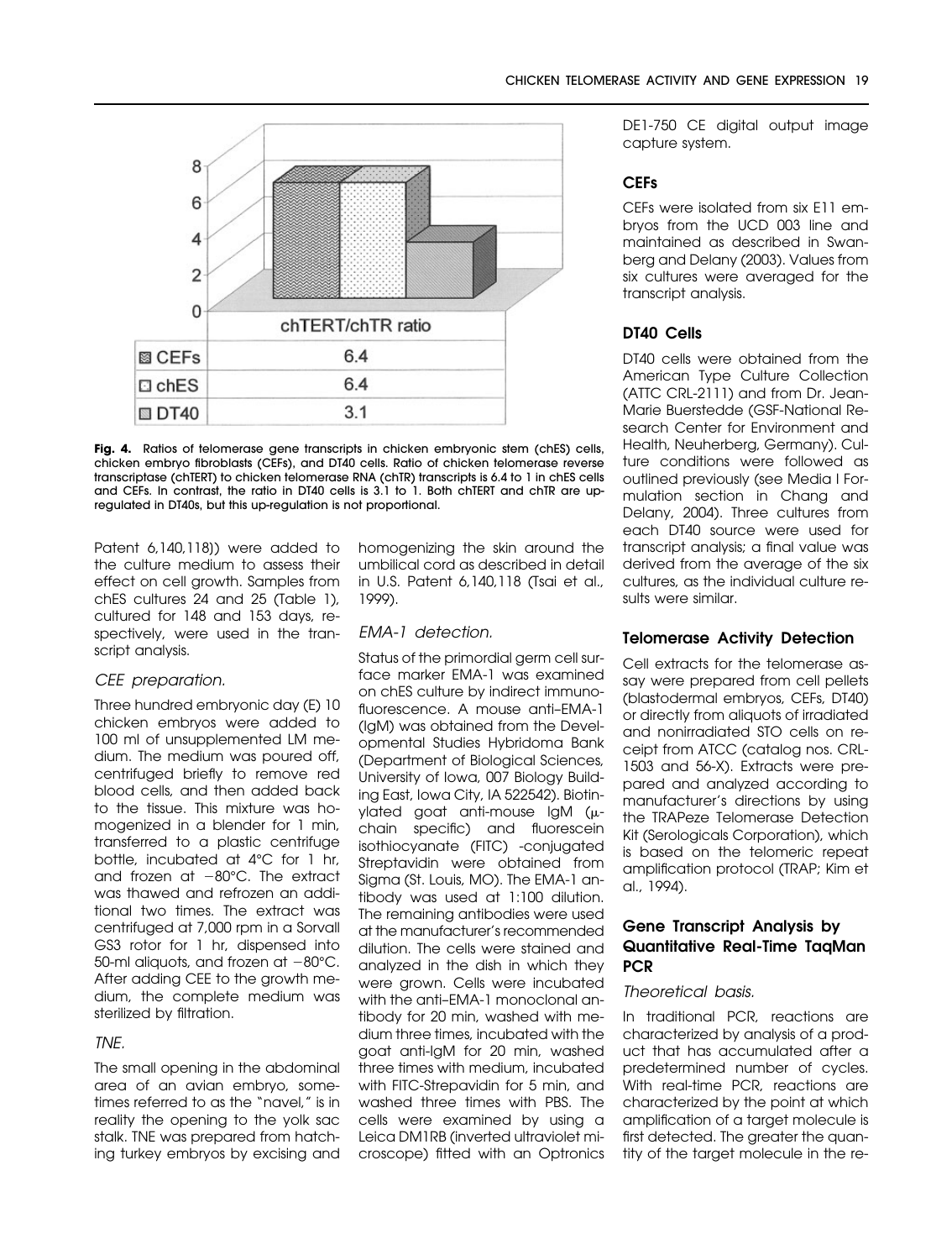| | chTERT/chTR ratio |
|---|---|
| CEFs | 6.4 |
| chES | 6.4 |
| DT40 | 3.1 |

**Fig. 4.** Ratios of telomerase gene transcripts in chicken embryonic stem (chES) cells, chicken embryo fibroblasts (CEFs), and DT40 cells. Ratio of chicken telomerase reverse transcriptase (chTERT) to chicken telomerase RNA (chTR) transcripts is 6.4 to 1 in chES cells and CEFs. In contrast, the ratio in DT40 cells is 3.1 to 1. Both chTERT and chTR are up-regulated in DT40s, but this up-regulation is not proportional.

Patent 6,140,118)) were added to the culture medium to assess their effect on cell growth. Samples from chES cultures 24 and 25 (Table 1), cultured for 148 and 153 days, respectively, were used in the transcript analysis.

*CEE preparation.*

Three hundred embryonic day (E) 10 chicken embryos were added to 100 ml of unsupplemented LM medium. The medium was poured off, centrifuged briefly to remove red blood cells, and then added back to the tissue. This mixture was homogenized in a blender for 1 min, transferred to a plastic centrifuge bottle, incubated at 4°C for 1 hr, and frozen at −80°C. The extract was thawed and refrozen an additional two times. The extract was centrifuged at 7,000 rpm in a Sorvall GS3 rotor for 1 hr, dispensed into 50-ml aliquots, and frozen at −80°C. After adding CEE to the growth medium, the complete medium was sterilized by filtration.

*TNE.*

The small opening in the abdominal area of an avian embryo, sometimes referred to as the "navel," is in reality the opening to the yolk sac stalk. TNE was prepared from hatching turkey embryos by excising and homogenizing the skin around the umbilical cord as described in detail in U.S. Patent 6,140,118 (Tsai et al., 1999).

*EMA-1 detection.*

Status of the primordial germ cell surface marker EMA-1 was examined on chES culture by indirect immunofluorescence. A mouse anti–EMA-1 (IgM) was obtained from the Developmental Studies Hybridoma Bank (Department of Biological Sciences, University of Iowa, 007 Biology Building East, Iowa City, IA 522542). Biotinylated goat anti-mouse IgM (μ-chain specific) and fluorescein isothiocyanate (FITC) -conjugated Streptavidin were obtained from Sigma (St. Louis, MO). The EMA-1 antibody was used at 1:100 dilution. The remaining antibodies were used at the manufacturer's recommended dilution. The cells were stained and analyzed in the dish in which they were grown. Cells were incubated with the anti–EMA-1 monoclonal antibody for 20 min, washed with medium three times, incubated with the goat anti-IgM for 20 min, washed three times with medium, incubated with FITC-Strepavidin for 5 min, and washed three times with PBS. The cells were examined by using a Leica DM1RB (inverted ultraviolet microscope) fitted with an Optronics DE1-750 CE digital output image capture system.

### CEFs

CEFs were isolated from six E11 embryos from the UCD 003 line and maintained as described in Swanberg and Delany (2003). Values from six cultures were averaged for the transcript analysis.

### DT40 Cells

DT40 cells were obtained from the American Type Culture Collection (ATTC CRL-2111) and from Dr. Jean-Marie Buerstedde (GSF-National Research Center for Environment and Health, Neuherberg, Germany). Culture conditions were followed as outlined previously (see Media I Formulation section in Chang and Delany, 2004). Three cultures from each DT40 source were used for transcript analysis; a final value was derived from the average of the six cultures, as the individual culture results were similar.

### Telomerase Activity Detection

Cell extracts for the telomerase assay were prepared from cell pellets (blastodermal embryos, CEFs, DT40) or directly from aliquots of irradiated and nonirradiated STO cells on receipt from ATCC (catalog nos. CRL-1503 and 56-X). Extracts were prepared and analyzed according to manufacturer's directions by using the TRAPeze Telomerase Detection Kit (Serologicals Corporation), which is based on the telomeric repeat amplification protocol (TRAP; Kim et al., 1994).

### Gene Transcript Analysis by Quantitative Real-Time TaqMan PCR

*Theoretical basis.*

In traditional PCR, reactions are characterized by analysis of a product that has accumulated after a predetermined number of cycles. With real-time PCR, reactions are characterized by the point at which amplification of a target molecule is first detected. The greater the quantity of the target molecule in the re-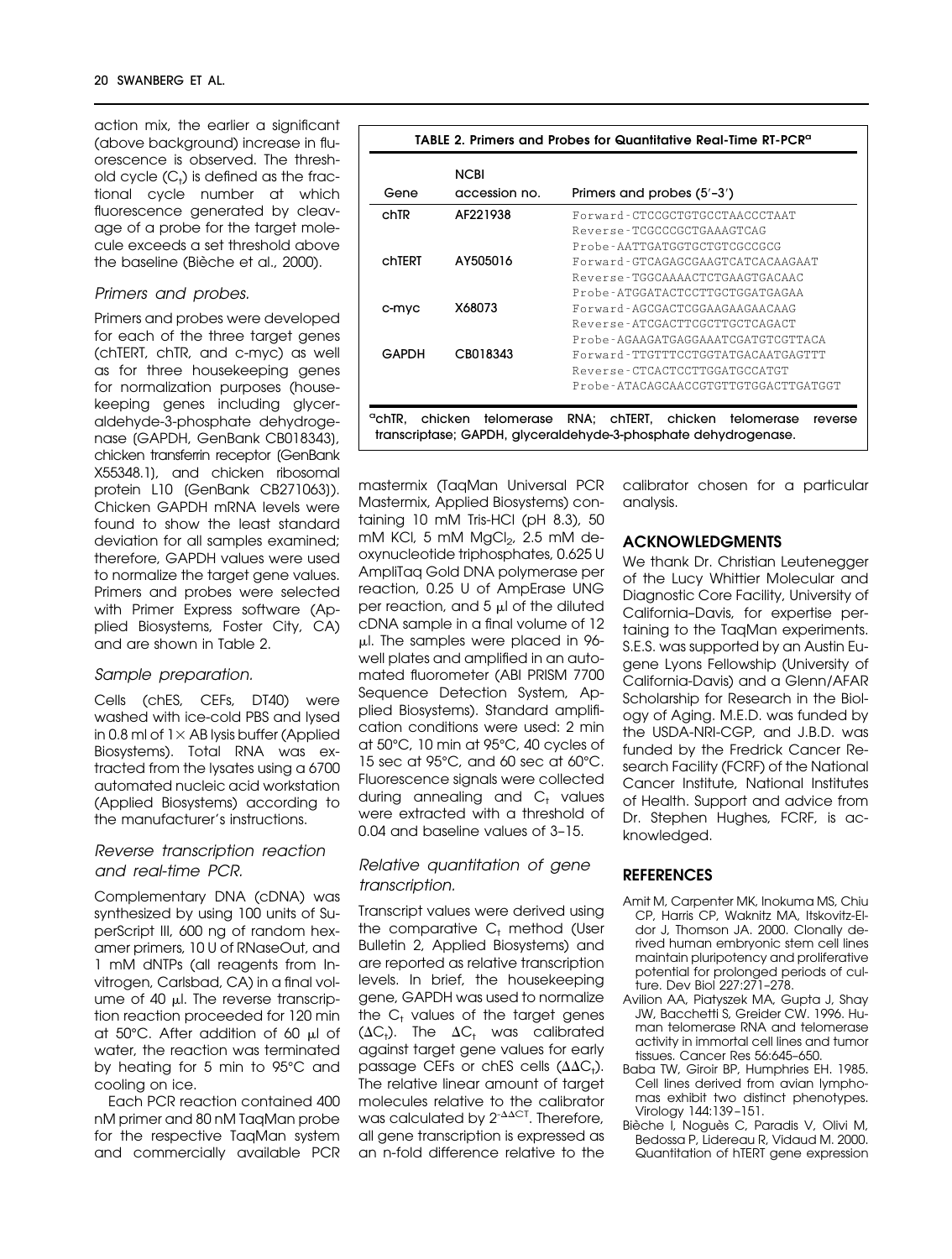action mix, the earlier a significant (above background) increase in fluorescence is observed. The threshold cycle ($C_t$) is defined as the fractional cycle number at which fluorescence generated by cleavage of a probe for the target molecule exceeds a set threshold above the baseline (Bièche et al., 2000).

*Primers and probes.*

Primers and probes were developed for each of the three target genes (chTERT, chTR, and c-myc) as well as for three housekeeping genes for normalization purposes (housekeeping genes including glyceraldehyde-3-phosphate dehydrogenase (GAPDH, GenBank CB018343), chicken transferrin receptor (GenBank X55348.1), and chicken ribosomal protein L10 (GenBank CB271063)). Chicken GAPDH mRNA levels were found to show the least standard deviation for all samples examined; therefore, GAPDH values were used to normalize the target gene values. Primers and probes were selected with Primer Express software (Applied Biosystems, Foster City, CA) and are shown in Table 2.

**TABLE 2. Primers and Probes for Quantitative Real-Time RT-PCR[a]**

| Gene | NCBI accession no. | Primers and probes (5′–3′) |
|---|---|---|
| chTR | AF221938 | Forward-CTCCGCTGTGCCTAACCCTAAT |
| | | Reverse-TCGCCCGCTGAAAGTCAG |
| | | Probe-AATTGATGGTGCTGTCGCCGCG |
| chTERT | AY505016 | Forward-GTCAGAGCGAAGTCATCACAAGAAT |
| | | Reverse-TGGCAAAACTCTGAAGTGACAAC |
| | | Probe-ATGGATACTCCTTGCTGGATGAGAA |
| c-myc | X68073 | Forward-AGCGACTCGGAAGAAGAACAAG |
| | | Reverse-ATCGACTTCGCTTGCTCAGACT |
| | | Probe-AGAAGATGAGGAAATCGATGTCGTTACA |
| GAPDH | CB018343 | Forward-TTGTTTCCTGGTATGACAATGAGTTT |
| | | Reverse-CTCACTCCTTGGATGCCATGT |
| | | Probe-ATACAGCAACCGTGTTGTGGACTTGATGGT |

[a]chTR, chicken telomerase RNA; chTERT, chicken telomerase reverse transcriptase; GAPDH, glyceraldehyde-3-phosphate dehydrogenase.

*Sample preparation.*

Cells (chES, CEFs, DT40) were washed with ice-cold PBS and lysed in 0.8 ml of 1× AB lysis buffer (Applied Biosystems). Total RNA was extracted from the lysates using a 6700 automated nucleic acid workstation (Applied Biosystems) according to the manufacturer's instructions.

*Reverse transcription reaction and real-time PCR.*

Complementary DNA (cDNA) was synthesized by using 100 units of SuperScript III, 600 ng of random hexamer primers, 10 U of RNaseOut, and 1 mM dNTPs (all reagents from Invitrogen, Carlsbad, CA) in a final volume of 40 μl. The reverse transcription reaction proceeded for 120 min at 50°C. After addition of 60 μl of water, the reaction was terminated by heating for 5 min to 95°C and cooling on ice.

Each PCR reaction contained 400 nM primer and 80 nM TaqMan probe for the respective TaqMan system and commercially available PCR mastermix (TaqMan Universal PCR Mastermix, Applied Biosystems) containing 10 mM Tris-HCl (pH 8.3), 50 mM KCl, 5 mM $MgCl_2$, 2.5 mM deoxynucleotide triphosphates, 0.625 U AmpliTaq Gold DNA polymerase per reaction, 0.25 U of AmpErase UNG per reaction, and 5 μl of the diluted cDNA sample in a final volume of 12 μl. The samples were placed in 96-well plates and amplified in an automated fluorometer (ABI PRISM 7700 Sequence Detection System, Applied Biosystems). Standard amplification conditions were used: 2 min at 50°C, 10 min at 95°C, 40 cycles of 15 sec at 95°C, and 60 sec at 60°C. Fluorescence signals were collected during annealing and $C_t$ values were extracted with a threshold of 0.04 and baseline values of 3–15.

*Relative quantitation of gene transcription.*

Transcript values were derived using the comparative $C_t$ method (User Bulletin 2, Applied Biosystems) and are reported as relative transcription levels. In brief, the housekeeping gene, GAPDH was used to normalize the $C_t$ values of the target genes ($\Delta C_t$). The $\Delta C_t$ was calibrated against target gene values for early passage CEFs or chES cells ($\Delta\Delta C_t$). The relative linear amount of target molecules relative to the calibrator was calculated by $2^{-\Delta\Delta CT}$. Therefore, all gene transcription is expressed as an n-fold difference relative to the calibrator chosen for a particular analysis.

## ACKNOWLEDGMENTS

We thank Dr. Christian Leutenegger of the Lucy Whittier Molecular and Diagnostic Core Facility, University of California–Davis, for expertise pertaining to the TaqMan experiments. S.E.S. was supported by an Austin Eugene Lyons Fellowship (University of California-Davis) and a Glenn/AFAR Scholarship for Research in the Biology of Aging. M.E.D. was funded by the USDA-NRI-CGP, and J.B.D. was funded by the Fredrick Cancer Research Facility (FCRF) of the National Cancer Institute, National Institutes of Health. Support and advice from Dr. Stephen Hughes, FCRF, is acknowledged.

## REFERENCES

- Amit M, Carpenter MK, Inokuma MS, Chiu CP, Harris CP, Waknitz MA, Itskovitz-Eldor J, Thomson JA. 2000. Clonally derived human embryonic stem cell lines maintain pluripotency and proliferative potential for prolonged periods of culture. Dev Biol 227:271–278.
- Avilion AA, Piatyszek MA, Gupta J, Shay JW, Bacchetti S, Greider CW. 1996. Human telomerase RNA and telomerase activity in immortal cell lines and tumor tissues. Cancer Res 56:645–650.
- Baba TW, Giroir BP, Humphries EH. 1985. Cell lines derived from avian lymphomas exhibit two distinct phenotypes. Virology 144:139–151.
- Bièche I, Noguès C, Paradis V, Olivi M, Bedossa P, Lidereau R, Vidaud M. 2000. Quantitation of hTERT gene expression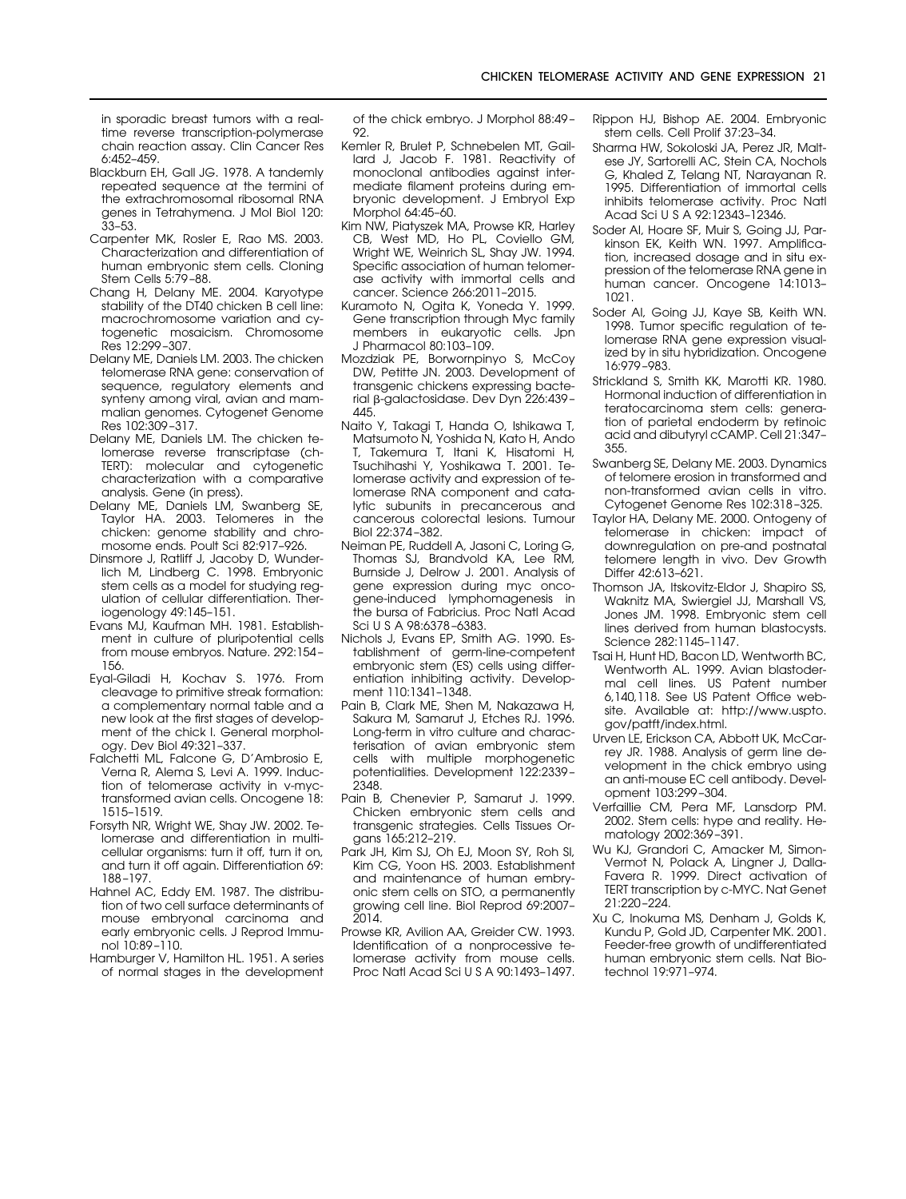in sporadic breast tumors with a real-time reverse transcription-polymerase chain reaction assay. Clin Cancer Res 6:452–459.

Blackburn EH, Gall JG. 1978. A tandemly repeated sequence at the termini of the extrachromosomal ribosomal RNA genes in Tetrahymena. J Mol Biol 120: 33–53.

Carpenter MK, Rosler E, Rao MS. 2003. Characterization and differentiation of human embryonic stem cells. Cloning Stem Cells 5:79–88.

Chang H, Delany ME. 2004. Karyotype stability of the DT40 chicken B cell line: macrochromosome variation and cytogenetic mosaicism. Chromosome Res 12:299–307.

Delany ME, Daniels LM. 2003. The chicken telomerase RNA gene: conservation of sequence, regulatory elements and synteny among viral, avian and mammalian genomes. Cytogenet Genome Res 102:309–317.

Delany ME, Daniels LM. The chicken telomerase reverse transcriptase (chTERT): molecular and cytogenetic characterization with a comparative analysis. Gene (in press).

Delany ME, Daniels LM, Swanberg SE, Taylor HA. 2003. Telomeres in the chicken: genome stability and chromosome ends. Poult Sci 82:917–926.

Dinsmore J, Ratliff J, Jacoby D, Wunderlich M, Lindberg C. 1998. Embryonic stem cells as a model for studying regulation of cellular differentiation. Theriogenology 49:145–151.

Evans MJ, Kaufman MH. 1981. Establishment in culture of pluripotential cells from mouse embryos. Nature. 292:154–156.

Eyal-Giladi H, Kochav S. 1976. From cleavage to primitive streak formation: a complementary normal table and a new look at the first stages of development of the chick I. General morphology. Dev Biol 49:321–337.

Falchetti ML, Falcone G, D'Ambrosio E, Verna R, Alema S, Levi A. 1999. Induction of telomerase activity in v-myc-transformed avian cells. Oncogene 18: 1515–1519.

Forsyth NR, Wright WE, Shay JW. 2002. Telomerase and differentiation in multicellular organisms: turn it off, turn it on, and turn it off again. Differentiation 69: 188–197.

Hahnel AC, Eddy EM. 1987. The distribution of two cell surface determinants of mouse embryonal carcinoma and early embryonic cells. J Reprod Immunol 10:89–110.

Hamburger V, Hamilton HL. 1951. A series of normal stages in the development of the chick embryo. J Morphol 88:49–92.

Kemler R, Brulet P, Schnebelen MT, Gaillard J, Jacob F. 1981. Reactivity of monoclonal antibodies against intermediate filament proteins during embryonic development. J Embryol Exp Morphol 64:45–60.

Kim NW, Piatyszek MA, Prowse KR, Harley CB, West MD, Ho PL, Coviello GM, Wright WE, Weinrich SL, Shay JW. 1994. Specific association of human telomerase activity with immortal cells and cancer. Science 266:2011–2015.

Kuramoto N, Ogita K, Yoneda Y. 1999. Gene transcription through Myc family members in eukaryotic cells. Jpn J Pharmacol 80:103–109.

Mozdziak PE, Borwornpinyo S, McCoy DW, Petitte JN. 2003. Development of transgenic chickens expressing bacterial β-galactosidase. Dev Dyn 226:439–445.

Naito Y, Takagi T, Handa O, Ishikawa T, Matsumoto N, Yoshida N, Kato H, Ando T, Takemura T, Itani K, Hisatomi H, Tsuchihashi Y, Yoshikawa T. 2001. Telomerase activity and expression of telomerase RNA component and catalytic subunits in precancerous and cancerous colorectal lesions. Tumour Biol 22:374–382.

Neiman PE, Ruddell A, Jasoni C, Loring G, Thomas SJ, Brandvold KA, Lee RM, Burnside J, Delrow J. 2001. Analysis of gene expression during myc oncogene-induced lymphomagenesis in the bursa of Fabricius. Proc Natl Acad Sci U S A 98:6378–6383.

Nichols J, Evans EP, Smith AG. 1990. Establishment of germ-line-competent embryonic stem (ES) cells using differentiation inhibiting activity. Development 110:1341–1348.

Pain B, Clark ME, Shen M, Nakazawa H, Sakura M, Samarut J, Etches RJ. 1996. Long-term in vitro culture and characterisation of avian embryonic stem cells with multiple morphogenetic potentialities. Development 122:2339–2348.

Pain B, Chenevier P, Samarut J. 1999. Chicken embryonic stem cells and transgenic strategies. Cells Tissues Organs 165:212–219.

Park JH, Kim SJ, Oh EJ, Moon SY, Roh SI, Kim CG, Yoon HS. 2003. Establishment and maintenance of human embryonic stem cells on STO, a permanently growing cell line. Biol Reprod 69:2007–2014.

Prowse KR, Avilion AA, Greider CW. 1993. Identification of a nonprocessive telomerase activity from mouse cells. Proc Natl Acad Sci U S A 90:1493–1497.

Rippon HJ, Bishop AE. 2004. Embryonic stem cells. Cell Prolif 37:23–34.

Sharma HW, Sokoloski JA, Perez JR, Maltese JY, Sartorelli AC, Stein CA, Nochols G, Khaled Z, Telang NT, Narayanan R. 1995. Differentiation of immortal cells inhibits telomerase activity. Proc Natl Acad Sci U S A 92:12343–12346.

Soder AI, Hoare SF, Muir S, Going JJ, Parkinson EK, Keith WN. 1997. Amplification, increased dosage and in situ expression of the telomerase RNA gene in human cancer. Oncogene 14:1013–1021.

Soder AI, Going JJ, Kaye SB, Keith WN. 1998. Tumor specific regulation of telomerase RNA gene expression visualized by in situ hybridization. Oncogene 16:979–983.

Strickland S, Smith KK, Marotti KR. 1980. Hormonal induction of differentiation in teratocarcinoma stem cells: generation of parietal endoderm by retinoic acid and dibutyryl cAMP. Cell 21:347–355.

Swanberg SE, Delany ME. 2003. Dynamics of telomere erosion in transformed and non-transformed avian cells in vitro. Cytogenet Genome Res 102:318–325.

Taylor HA, Delany ME. 2000. Ontogeny of telomerase in chicken: impact of downregulation on pre-and postnatal telomere length in vivo. Dev Growth Differ 42:613–621.

Thomson JA, Itskovitz-Eldor J, Shapiro SS, Waknitz MA, Swiergiel JJ, Marshall VS, Jones JM. 1998. Embryonic stem cell lines derived from human blastocysts. Science 282:1145–1147.

Tsai H, Hunt HD, Bacon LD, Wentworth BC, Wentworth AL. 1999. Avian blastodermal cell lines. US Patent number 6,140,118. See US Patent Office website. Available at: http://www.uspto.gov/patft/index.html.

Urven LE, Erickson CA, Abbott UK, McCarrey JR. 1988. Analysis of germ line development in the chick embryo using an anti-mouse EC cell antibody. Development 103:299–304.

Verfaillie CM, Pera MF, Lansdorp PM. 2002. Stem cells: hype and reality. Hematology 2002:369–391.

Wu KJ, Grandori C, Amacker M, Simon-Vermot N, Polack A, Lingner J, Dalla-Favera R. 1999. Direct activation of TERT transcription by c-MYC. Nat Genet 21:220–224.

Xu C, Inokuma MS, Denham J, Golds K, Kundu P, Gold JD, Carpenter MK. 2001. Feeder-free growth of undifferentiated human embryonic stem cells. Nat Biotechnol 19:971–974.